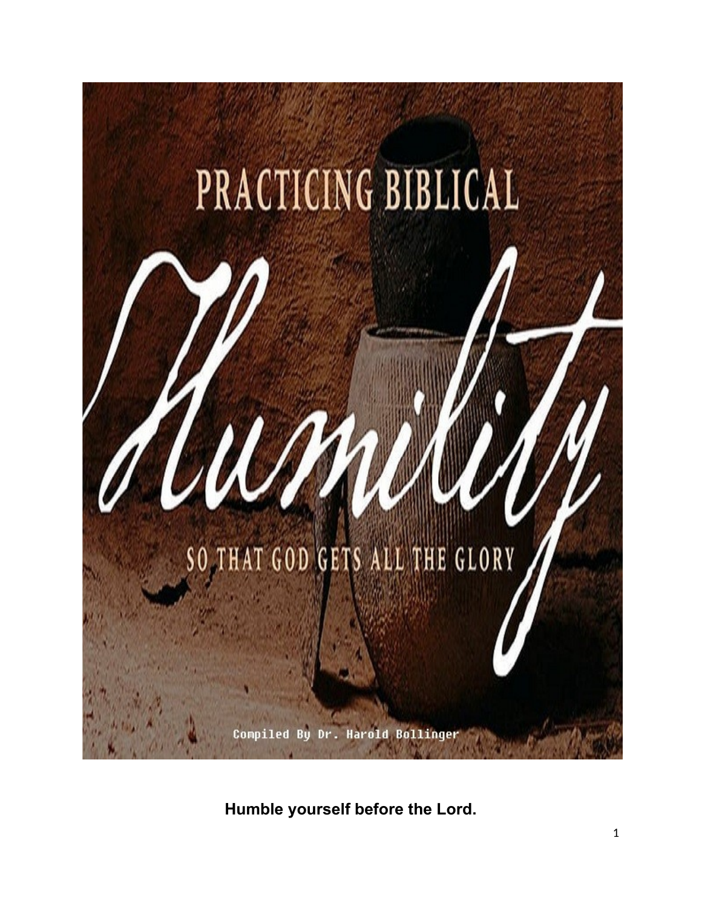# PRACTICING BIBLICAL

# Humility

## SO THAT GOD GETS ALL THE GLORY

Compiled By Dr. Harold Bollinger

**Humble yourself before the Lord.**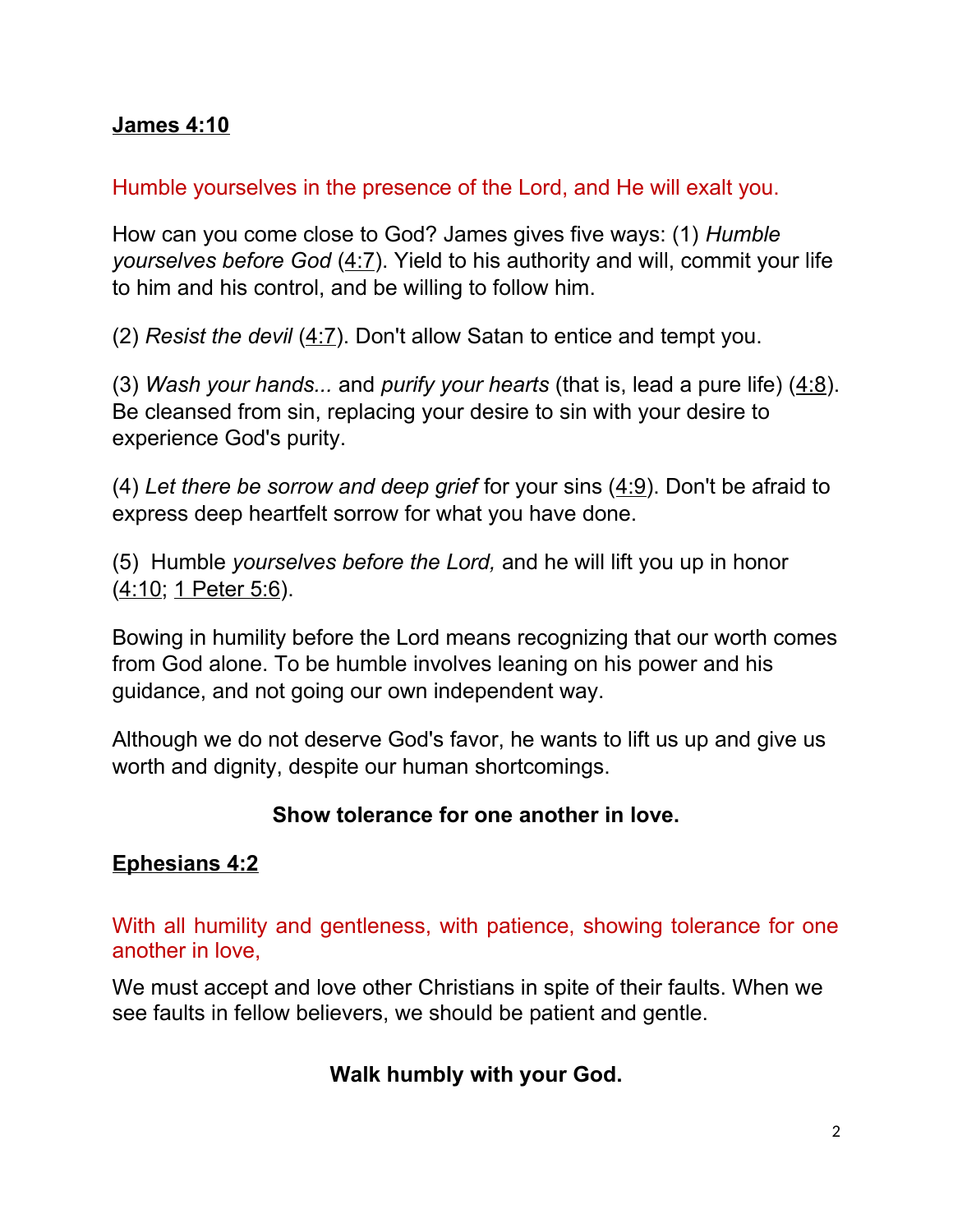**James 4:10**

Humble yourselves in the presence of the Lord, and He will exalt you.

How can you come close to God? James gives five ways: (1) *Humble yourselves before God* (4:7). Yield to his authority and will, commit your life to him and his control, and be willing to follow him.

(2) *Resist the devil* (4:7). Don't allow Satan to entice and tempt you.

(3) *Wash your hands...* and *purify your hearts* (that is, lead a pure life) (4:8). Be cleansed from sin, replacing your desire to sin with your desire to experience God's purity.

(4) *Let there be sorrow and deep grief* for your sins (4:9). Don't be afraid to express deep heartfelt sorrow for what you have done.

(5) Humble *yourselves before the Lord,* and he will lift you up in honor (4:10; 1 Peter 5:6).

Bowing in humility before the Lord means recognizing that our worth comes from God alone. To be humble involves leaning on his power and his guidance, and not going our own independent way.

Although we do not deserve God's favor, he wants to lift us up and give us worth and dignity, despite our human shortcomings.

**Show tolerance for one another in love.**

**Ephesians 4:2**

With all humility and gentleness, with patience, showing tolerance for one another in love,

We must accept and love other Christians in spite of their faults. When we see faults in fellow believers, we should be patient and gentle.

**Walk humbly with your God.**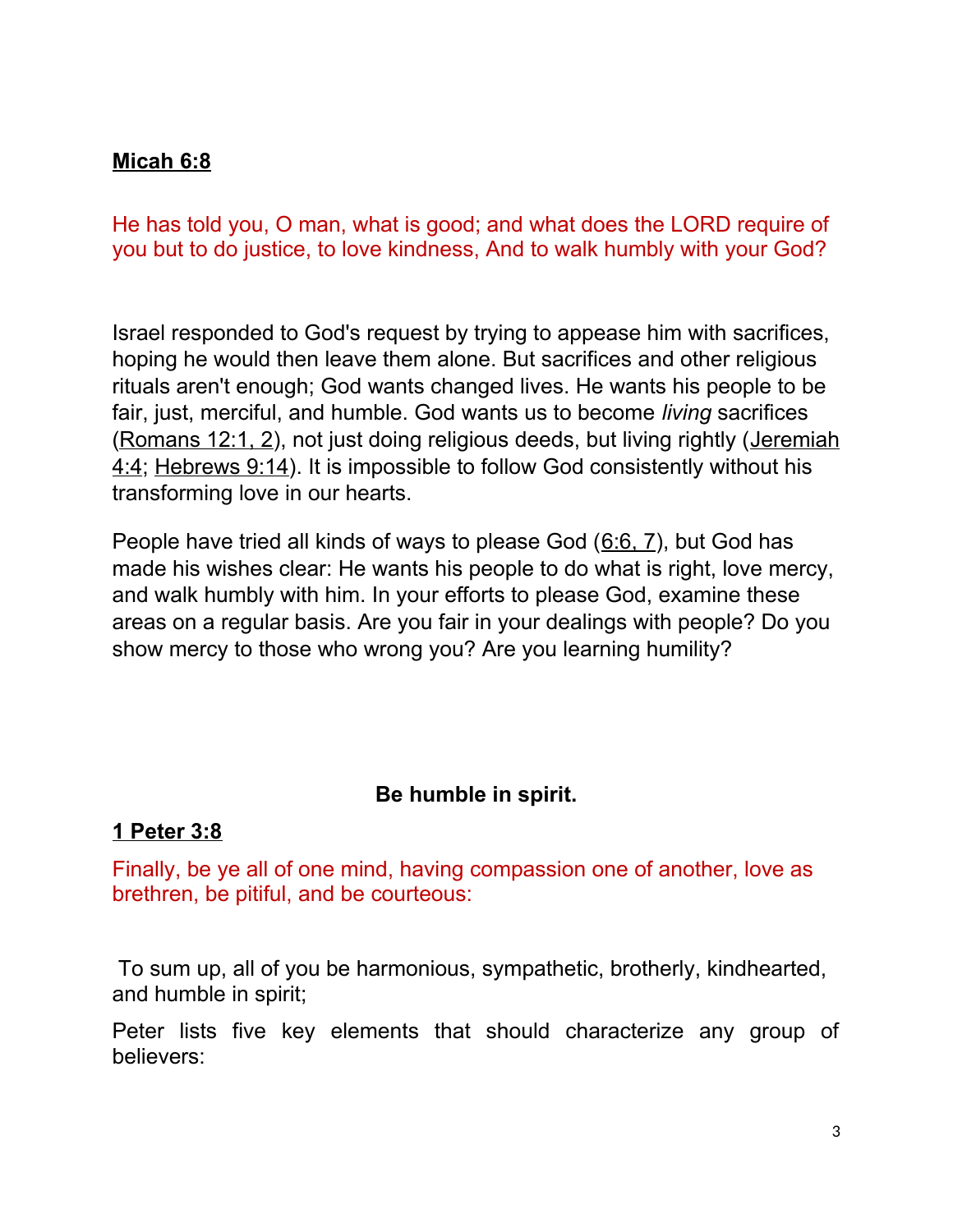**<u>Micah 6:8</u>**

He has told you, O man, what is good; and what does the LORD require of you but to do justice, to love kindness, And to walk humbly with your God?

Israel responded to God's request by trying to appease him with sacrifices, hoping he would then leave them alone. But sacrifices and other religious rituals aren't enough; God wants changed lives. He wants his people to be fair, just, merciful, and humble. God wants us to become *living* sacrifices (<u>Romans 12:1, 2</u>), not just doing religious deeds, but living rightly (<u>Jeremiah 4:4</u>; <u>Hebrews 9:14</u>). It is impossible to follow God consistently without his transforming love in our hearts.

People have tried all kinds of ways to please God (<u>6:6, 7</u>), but God has made his wishes clear: He wants his people to do what is right, love mercy, and walk humbly with him. In your efforts to please God, examine these areas on a regular basis. Are you fair in your dealings with people? Do you show mercy to those who wrong you? Are you learning humility?

**Be humble in spirit.**

**<u>1 Peter 3:8</u>**

Finally, be ye all of one mind, having compassion one of another, love as brethren, be pitiful, and be courteous:

To sum up, all of you be harmonious, sympathetic, brotherly, kindhearted, and humble in spirit;

Peter lists five key elements that should characterize any group of believers: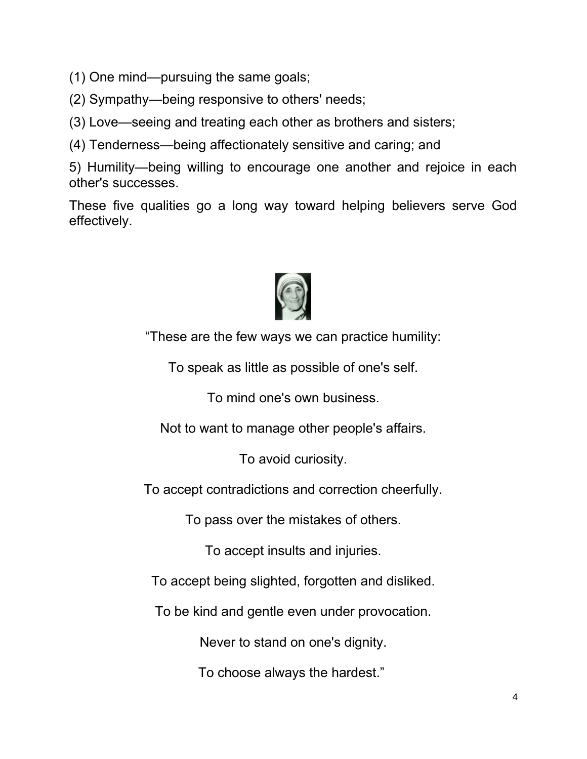(1) One mind—pursuing the same goals;

(2) Sympathy—being responsive to others' needs;

(3) Love—seeing and treating each other as brothers and sisters;

(4) Tenderness—being affectionately sensitive and caring; and

5) Humility—being willing to encourage one another and rejoice in each other's successes.

These five qualities go a long way toward helping believers serve God effectively.

"These are the few ways we can practice humility:

To speak as little as possible of one's self.

To mind one's own business.

Not to want to manage other people's affairs.

To avoid curiosity.

To accept contradictions and correction cheerfully.

To pass over the mistakes of others.

To accept insults and injuries.

To accept being slighted, forgotten and disliked.

To be kind and gentle even under provocation.

Never to stand on one's dignity.

To choose always the hardest."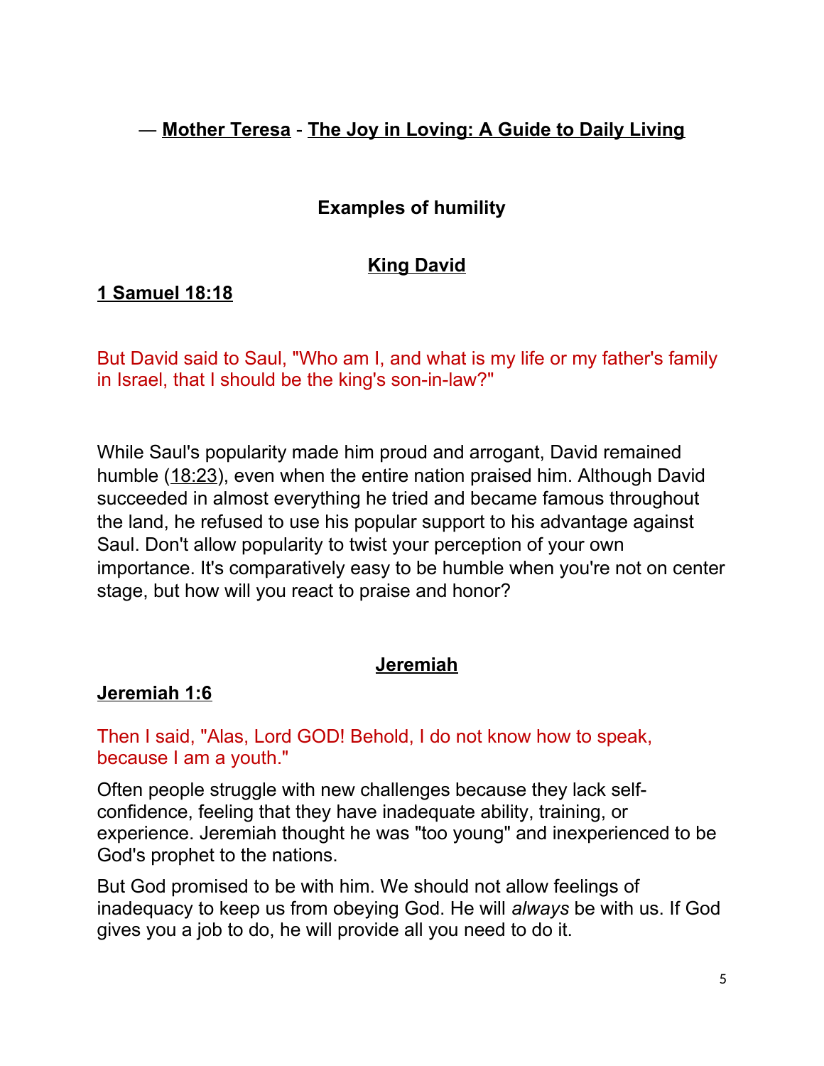— **Mother Teresa** - **The Joy in Loving: A Guide to Daily Living**

## Examples of humility

### King David

**1 Samuel 18:18**

But David said to Saul, "Who am I, and what is my life or my father's family in Israel, that I should be the king's son-in-law?"

While Saul's popularity made him proud and arrogant, David remained humble (18:23), even when the entire nation praised him. Although David succeeded in almost everything he tried and became famous throughout the land, he refused to use his popular support to his advantage against Saul. Don't allow popularity to twist your perception of your own importance. It's comparatively easy to be humble when you're not on center stage, but how will you react to praise and honor?

### Jeremiah

**Jeremiah 1:6**

Then I said, "Alas, Lord GOD! Behold, I do not know how to speak, because I am a youth."

Often people struggle with new challenges because they lack self-confidence, feeling that they have inadequate ability, training, or experience. Jeremiah thought he was "too young" and inexperienced to be God's prophet to the nations.

But God promised to be with him. We should not allow feelings of inadequacy to keep us from obeying God. He will *always* be with us. If God gives you a job to do, he will provide all you need to do it.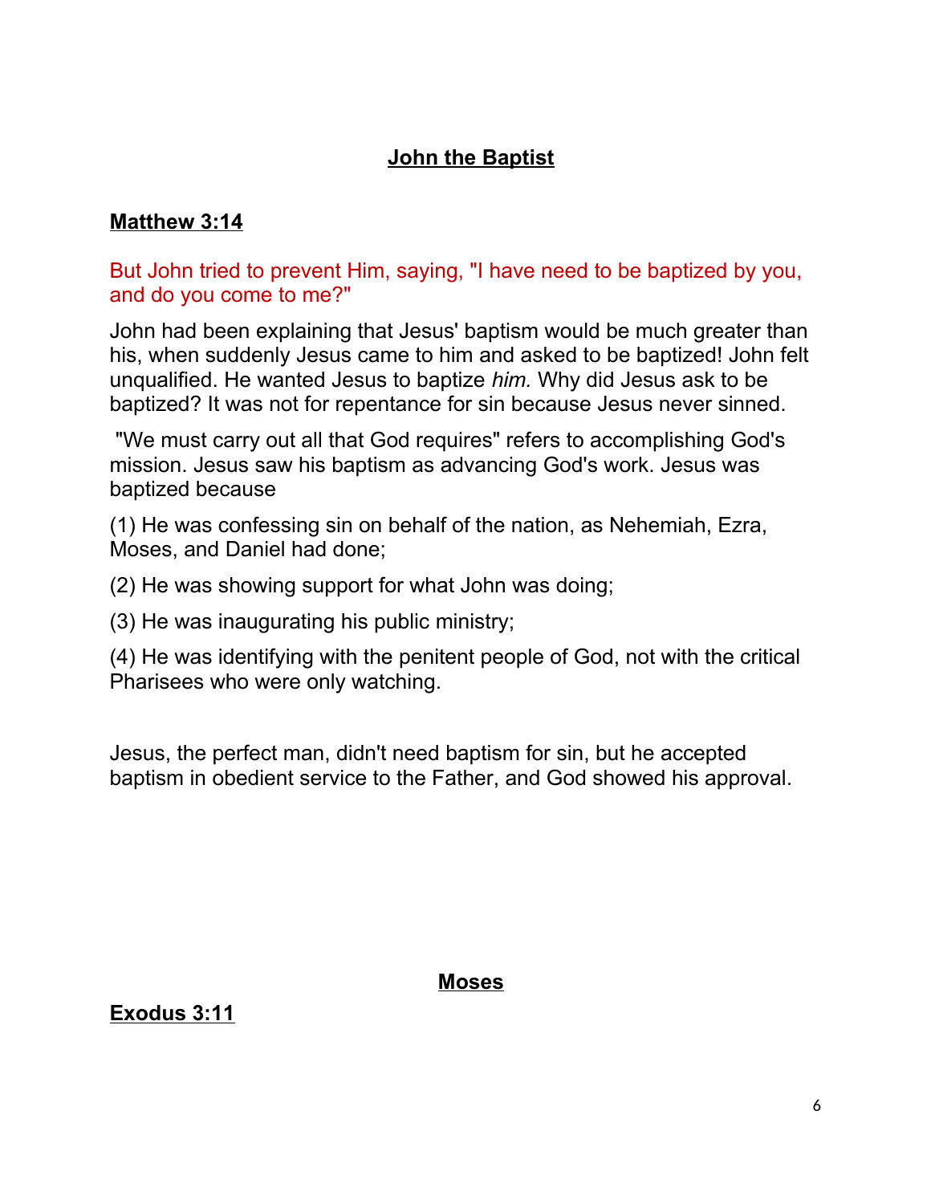## John the Baptist

**Matthew 3:14**

But John tried to prevent Him, saying, "I have need to be baptized by you, and do you come to me?"

John had been explaining that Jesus' baptism would be much greater than his, when suddenly Jesus came to him and asked to be baptized! John felt unqualified. He wanted Jesus to baptize *him.* Why did Jesus ask to be baptized? It was not for repentance for sin because Jesus never sinned.

"We must carry out all that God requires" refers to accomplishing God's mission. Jesus saw his baptism as advancing God's work. Jesus was baptized because

(1) He was confessing sin on behalf of the nation, as Nehemiah, Ezra, Moses, and Daniel had done;

(2) He was showing support for what John was doing;

(3) He was inaugurating his public ministry;

(4) He was identifying with the penitent people of God, not with the critical Pharisees who were only watching.

Jesus, the perfect man, didn't need baptism for sin, but he accepted baptism in obedient service to the Father, and God showed his approval.

## Moses

**Exodus 3:11**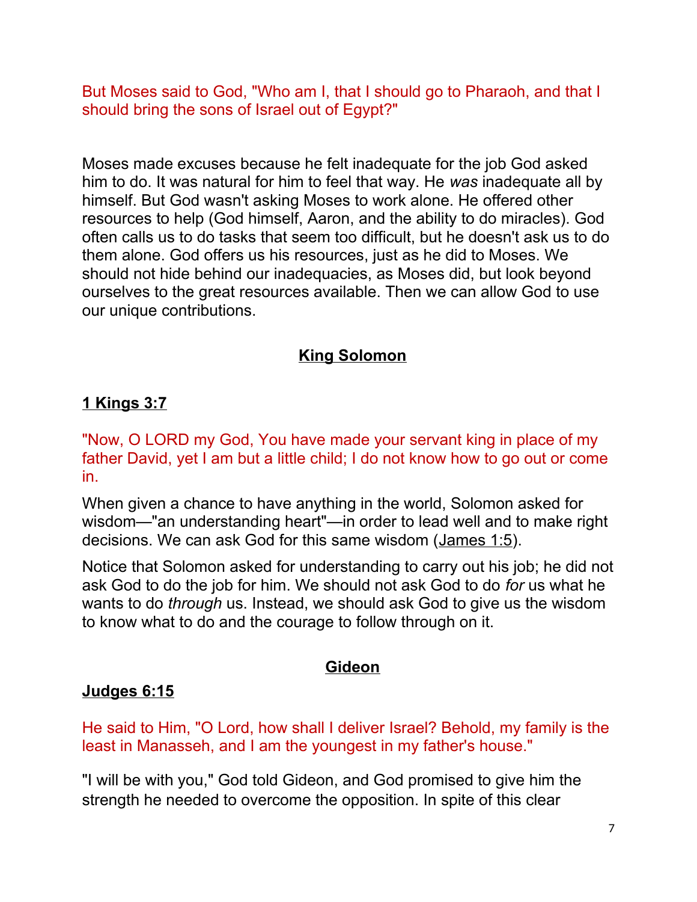But Moses said to God, "Who am I, that I should go to Pharaoh, and that I should bring the sons of Israel out of Egypt?"

Moses made excuses because he felt inadequate for the job God asked him to do. It was natural for him to feel that way. He *was* inadequate all by himself. But God wasn't asking Moses to work alone. He offered other resources to help (God himself, Aaron, and the ability to do miracles). God often calls us to do tasks that seem too difficult, but he doesn't ask us to do them alone. God offers us his resources, just as he did to Moses. We should not hide behind our inadequacies, as Moses did, but look beyond ourselves to the great resources available. Then we can allow God to use our unique contributions.

## King Solomon

### 1 Kings 3:7

"Now, O LORD my God, You have made your servant king in place of my father David, yet I am but a little child; I do not know how to go out or come in.

When given a chance to have anything in the world, Solomon asked for wisdom—"an understanding heart"—in order to lead well and to make right decisions. We can ask God for this same wisdom (James 1:5).

Notice that Solomon asked for understanding to carry out his job; he did not ask God to do the job for him. We should not ask God to do *for* us what he wants to do *through* us. Instead, we should ask God to give us the wisdom to know what to do and the courage to follow through on it.

## Gideon

### Judges 6:15

He said to Him, "O Lord, how shall I deliver Israel? Behold, my family is the least in Manasseh, and I am the youngest in my father's house."

"I will be with you," God told Gideon, and God promised to give him the strength he needed to overcome the opposition. In spite of this clear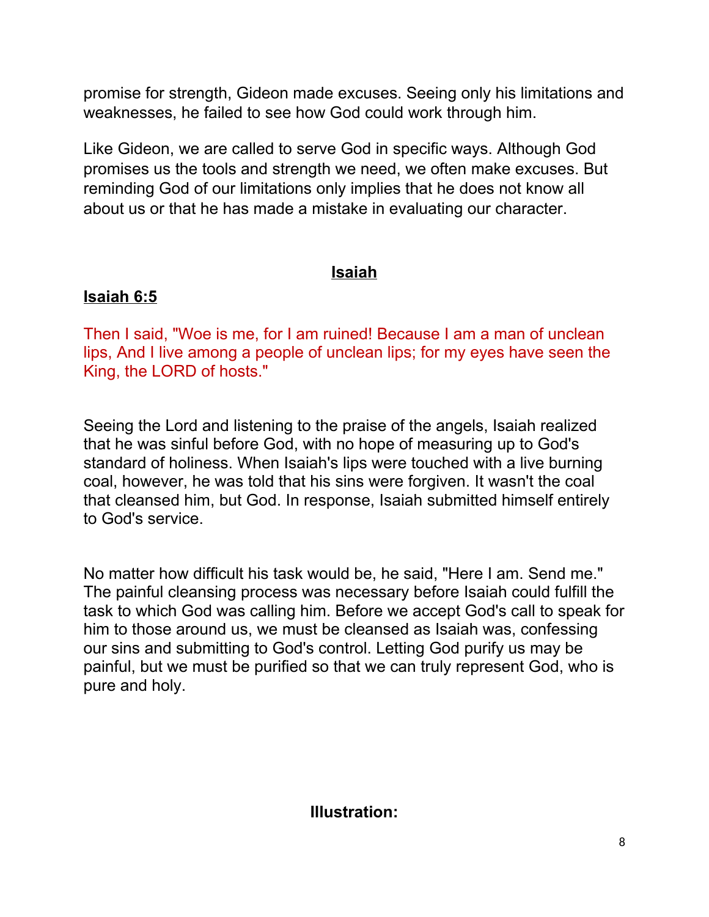promise for strength, Gideon made excuses. Seeing only his limitations and weaknesses, he failed to see how God could work through him.

Like Gideon, we are called to serve God in specific ways. Although God promises us the tools and strength we need, we often make excuses. But reminding God of our limitations only implies that he does not know all about us or that he has made a mistake in evaluating our character.

## Isaiah

### Isaiah 6:5

Then I said, "Woe is me, for I am ruined! Because I am a man of unclean lips, And I live among a people of unclean lips; for my eyes have seen the King, the LORD of hosts."

Seeing the Lord and listening to the praise of the angels, Isaiah realized that he was sinful before God, with no hope of measuring up to God's standard of holiness. When Isaiah's lips were touched with a live burning coal, however, he was told that his sins were forgiven. It wasn't the coal that cleansed him, but God. In response, Isaiah submitted himself entirely to God's service.

No matter how difficult his task would be, he said, "Here I am. Send me." The painful cleansing process was necessary before Isaiah could fulfill the task to which God was calling him. Before we accept God's call to speak for him to those around us, we must be cleansed as Isaiah was, confessing our sins and submitting to God's control. Letting God purify us may be painful, but we must be purified so that we can truly represent God, who is pure and holy.

**Illustration:**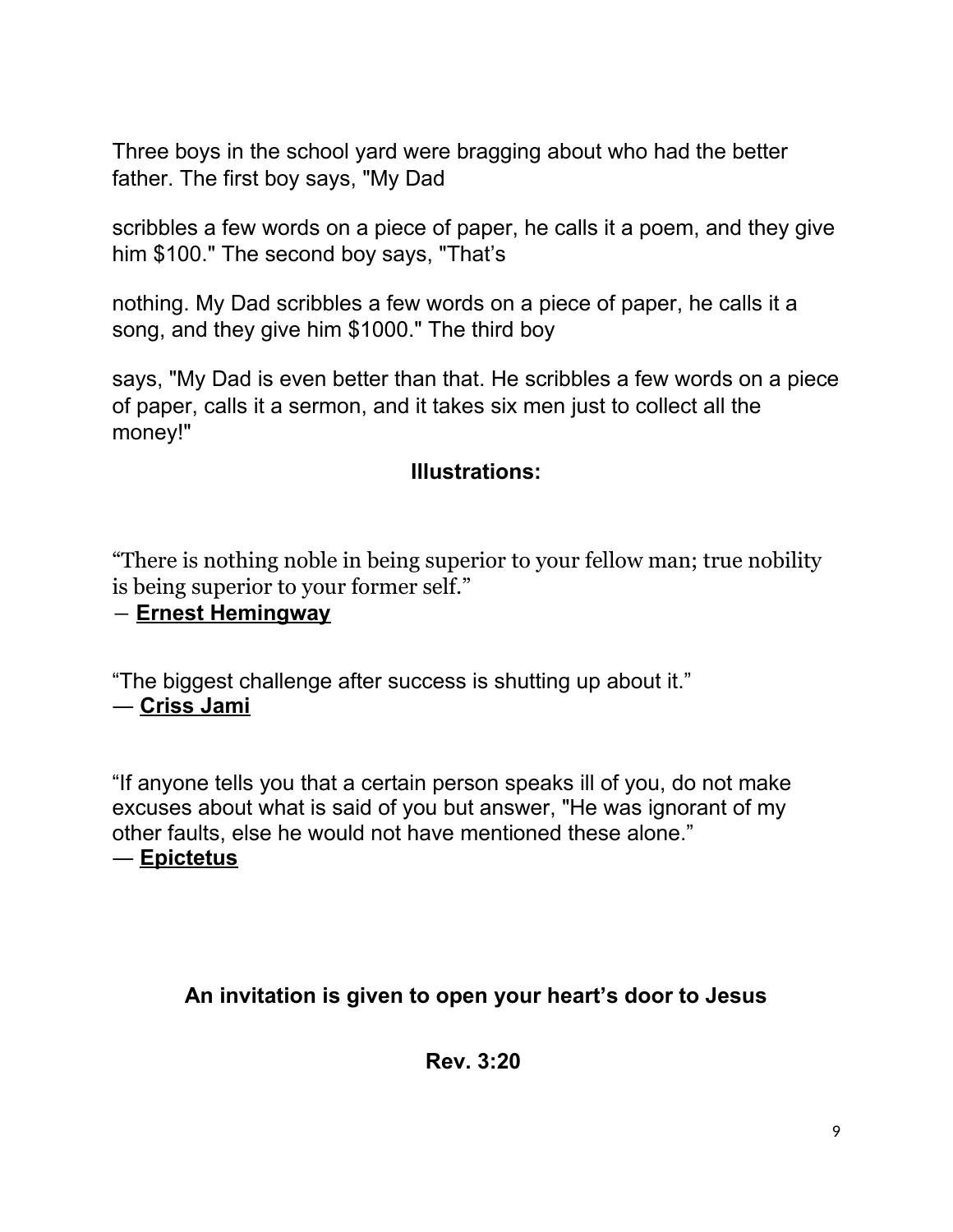Three boys in the school yard were bragging about who had the better father. The first boy says, "My Dad scribbles a few words on a piece of paper, he calls it a poem, and they give him $100." The second boy says, "That's nothing. My Dad scribbles a few words on a piece of paper, he calls it a song, and they give him $1000." The third boy says, "My Dad is even better than that. He scribbles a few words on a piece of paper, calls it a sermon, and it takes six men just to collect all the money!"

**Illustrations:**

"There is nothing noble in being superior to your fellow man; true nobility is being superior to your former self."
― **Ernest Hemingway**

"The biggest challenge after success is shutting up about it."
― **Criss Jami**

"If anyone tells you that a certain person speaks ill of you, do not make excuses about what is said of you but answer, "He was ignorant of my other faults, else he would not have mentioned these alone."
― **Epictetus**

**An invitation is given to open your heart's door to Jesus**

**Rev. 3:20**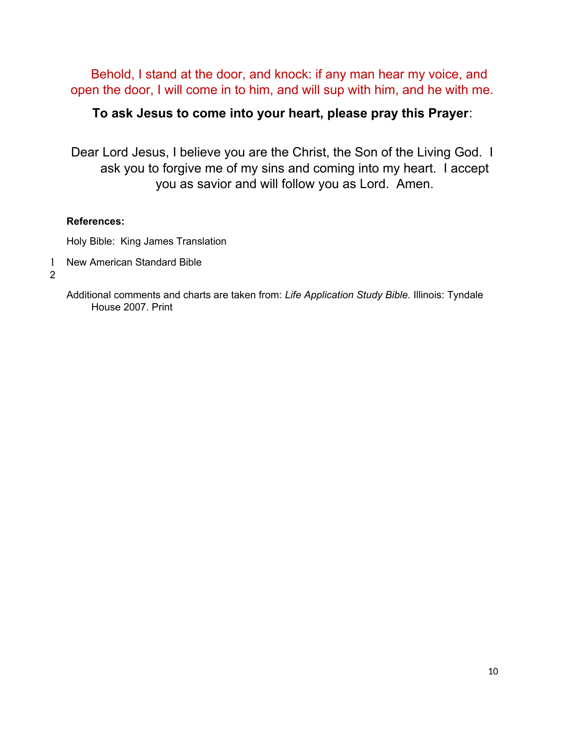Behold, I stand at the door, and knock: if any man hear my voice, and open the door, I will come in to him, and will sup with him, and he with me.

**To ask Jesus to come into your heart, please pray this Prayer**:

Dear Lord Jesus, I believe you are the Christ, the Son of the Living God. I ask you to forgive me of my sins and coming into my heart. I accept you as savior and will follow you as Lord. Amen.

**References:**

Holy Bible: King James Translation

1 New American Standard Bible

2

Additional comments and charts are taken from: *Life Application Study Bible.* Illinois: Tyndale House 2007. Print